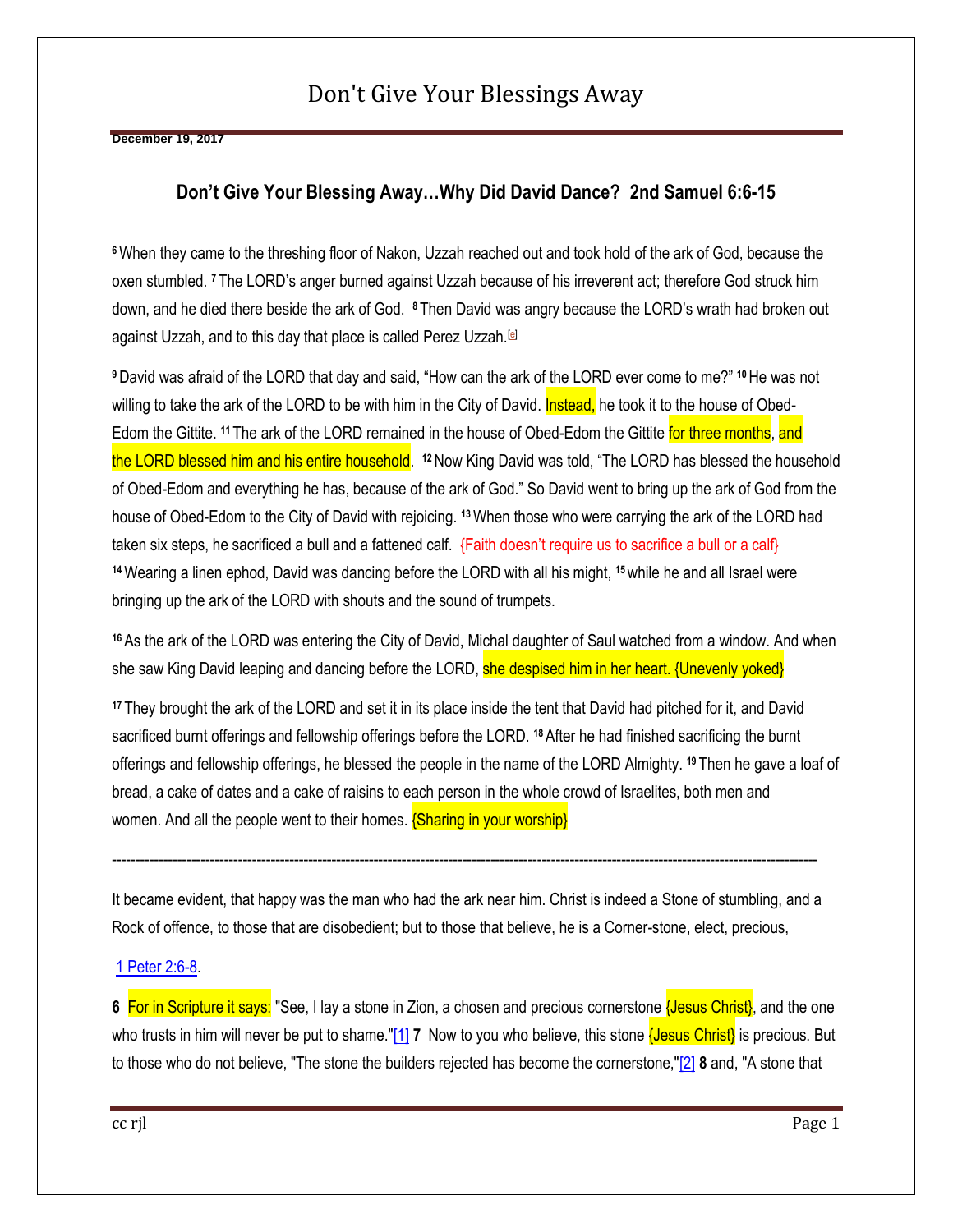# Don't Give Your Blessings Away

**December 19, 2017**

## Don't Give Your Blessing Away…Why Did David Dance? 2nd Samuel 6:6-15

[6] When they came to the threshing floor of Nakon, Uzzah reached out and took hold of the ark of God, because the oxen stumbled. [7] The LORD's anger burned against Uzzah because of his irreverent act; therefore God struck him down, and he died there beside the ark of God. [8] Then David was angry because the LORD's wrath had broken out against Uzzah, and to this day that place is called Perez Uzzah.[e]

[9] David was afraid of the LORD that day and said, "How can the ark of the LORD ever come to me?" [10] He was not willing to take the ark of the LORD to be with him in the City of David. Instead, he took it to the house of Obed-Edom the Gittite. [11] The ark of the LORD remained in the house of Obed-Edom the Gittite for three months, and the LORD blessed him and his entire household. [12] Now King David was told, "The LORD has blessed the household of Obed-Edom and everything he has, because of the ark of God." So David went to bring up the ark of God from the house of Obed-Edom to the City of David with rejoicing. [13] When those who were carrying the ark of the LORD had taken six steps, he sacrificed a bull and a fattened calf. {Faith doesn't require us to sacrifice a bull or a calf} [14] Wearing a linen ephod, David was dancing before the LORD with all his might, [15] while he and all Israel were bringing up the ark of the LORD with shouts and the sound of trumpets.

[16] As the ark of the LORD was entering the City of David, Michal daughter of Saul watched from a window. And when she saw King David leaping and dancing before the LORD, she despised him in her heart. {Unevenly yoked}

[17] They brought the ark of the LORD and set it in its place inside the tent that David had pitched for it, and David sacrificed burnt offerings and fellowship offerings before the LORD. [18] After he had finished sacrificing the burnt offerings and fellowship offerings, he blessed the people in the name of the LORD Almighty. [19] Then he gave a loaf of bread, a cake of dates and a cake of raisins to each person in the whole crowd of Israelites, both men and women. And all the people went to their homes. {Sharing in your worship}

---

It became evident, that happy was the man who had the ark near him. Christ is indeed a Stone of stumbling, and a Rock of offence, to those that are disobedient; but to those that believe, he is a Corner-stone, elect, precious,

1 Peter 2:6-8.

**6** For in Scripture it says: "See, I lay a stone in Zion, a chosen and precious cornerstone {Jesus Christ}, and the one who trusts in him will never be put to shame."[1] **7** Now to you who believe, this stone {Jesus Christ} is precious. But to those who do not believe, "The stone the builders rejected has become the cornerstone,"[2] **8** and, "A stone that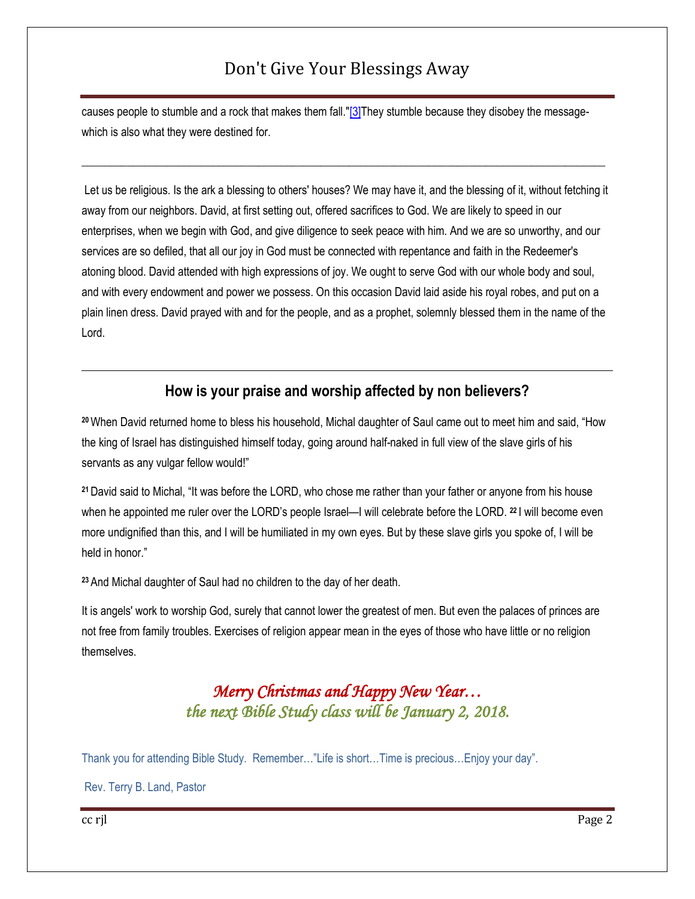causes people to stumble and a rock that makes them fall."[3]They stumble because they disobey the message-which is also what they were destined for.

---

Let us be religious. Is the ark a blessing to others' houses? We may have it, and the blessing of it, without fetching it away from our neighbors. David, at first setting out, offered sacrifices to God. We are likely to speed in our enterprises, when we begin with God, and give diligence to seek peace with him. And we are so unworthy, and our services are so defiled, that all our joy in God must be connected with repentance and faith in the Redeemer's atoning blood. David attended with high expressions of joy. We ought to serve God with our whole body and soul, and with every endowment and power we possess. On this occasion David laid aside his royal robes, and put on a plain linen dress. David prayed with and for the people, and as a prophet, solemnly blessed them in the name of the Lord.

---

## How is your praise and worship affected by non believers?

[20] When David returned home to bless his household, Michal daughter of Saul came out to meet him and said, "How the king of Israel has distinguished himself today, going around half-naked in full view of the slave girls of his servants as any vulgar fellow would!"

[21] David said to Michal, "It was before the LORD, who chose me rather than your father or anyone from his house when he appointed me ruler over the LORD's people Israel—I will celebrate before the LORD. [22] I will become even more undignified than this, and I will be humiliated in my own eyes. But by these slave girls you spoke of, I will be held in honor."

[23] And Michal daughter of Saul had no children to the day of her death.

It is angels' work to worship God, surely that cannot lower the greatest of men. But even the palaces of princes are not free from family troubles. Exercises of religion appear mean in the eyes of those who have little or no religion themselves.

*Merry Christmas and Happy New Year…*
*the next Bible Study class will be January 2, 2018.*

Thank you for attending Bible Study. Remember…"Life is short…Time is precious…Enjoy your day".

Rev. Terry B. Land, Pastor